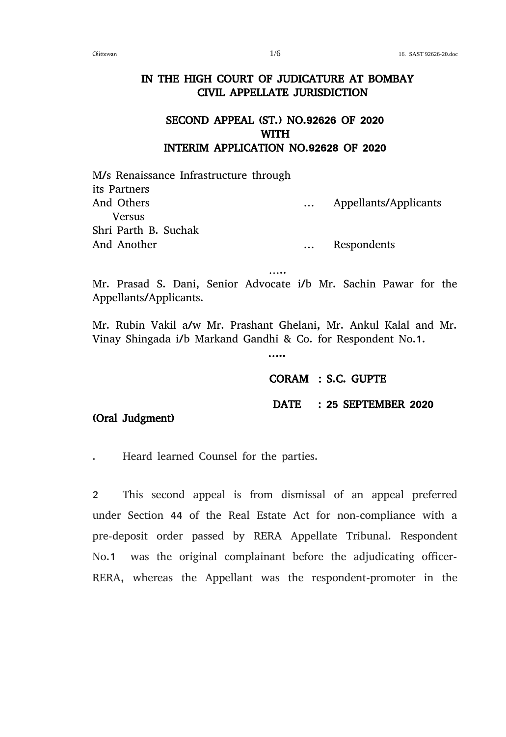# IN THE HIGH COURT OF JUDICATURE AT BOMBAY
## CIVIL APPELLATE JURISDICTION

### SECOND APPEAL (ST.) NO.92626 OF 2020
### WITH
### INTERIM APPLICATION NO.92628 OF 2020

M/s Renaissance Infrastructure through its Partners
And Others … Appellants/Applicants

Versus

Shri Parth B. Suchak
And Another … Respondents

…..

Mr. Prasad S. Dani, Senior Advocate i/b Mr. Sachin Pawar for the Appellants/Applicants.

Mr. Rubin Vakil a/w Mr. Prashant Ghelani, Mr. Ankul Kalal and Mr. Vinay Shingada i/b Markand Gandhi & Co. for Respondent No.1.

…..

**CORAM : S.C. GUPTE**

**DATE : 25 SEPTEMBER 2020**

**(Oral Judgment)**

. Heard learned Counsel for the parties.

2 This second appeal is from dismissal of an appeal preferred under Section 44 of the Real Estate Act for non-compliance with a pre-deposit order passed by RERA Appellate Tribunal. Respondent No.1 was the original complainant before the adjudicating officer-RERA, whereas the Appellant was the respondent-promoter in the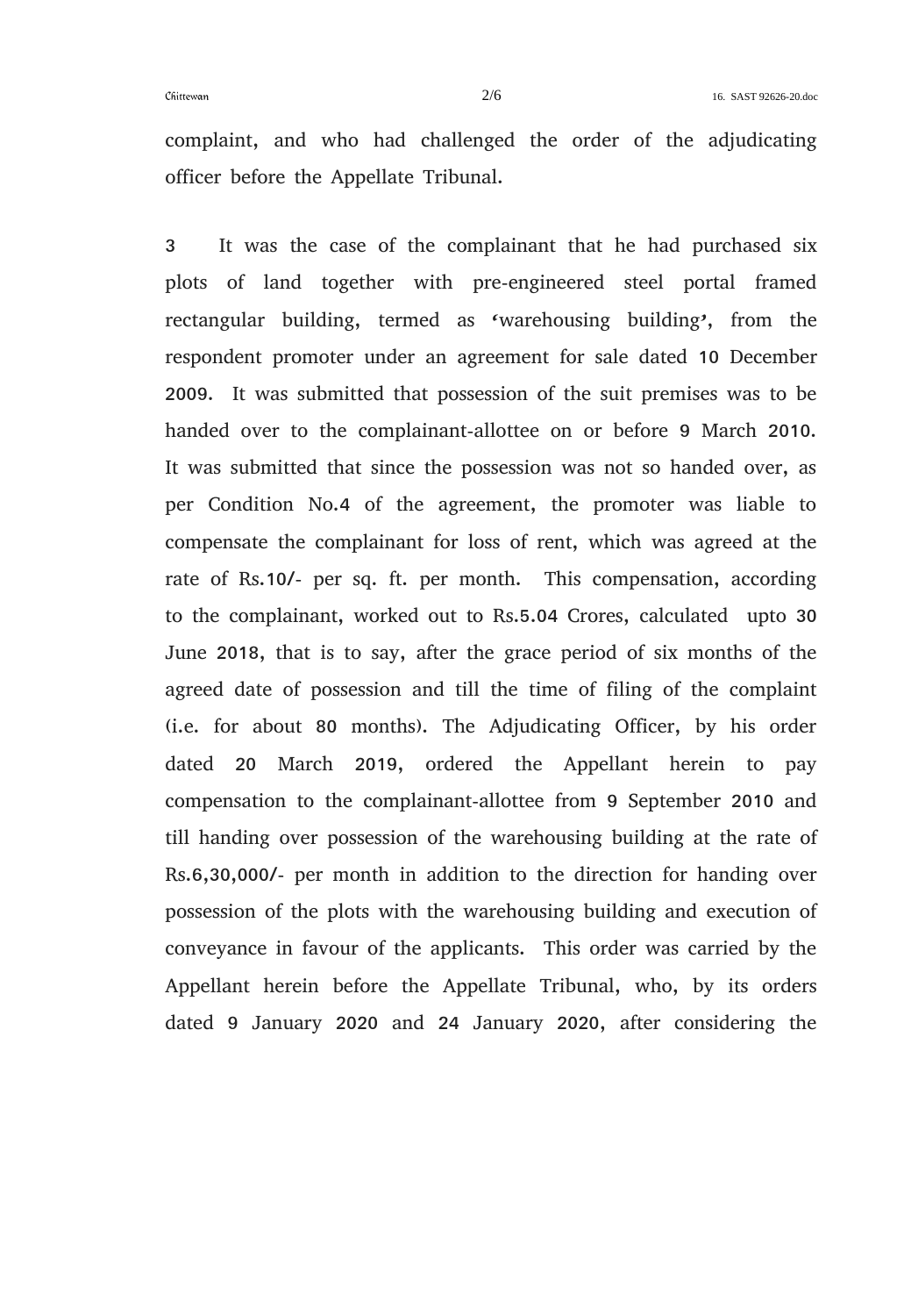complaint, and who had challenged the order of the adjudicating officer before the Appellate Tribunal.

3 It was the case of the complainant that he had purchased six plots of land together with pre-engineered steel portal framed rectangular building, termed as 'warehousing building', from the respondent promoter under an agreement for sale dated 10 December 2009. It was submitted that possession of the suit premises was to be handed over to the complainant-allottee on or before 9 March 2010. It was submitted that since the possession was not so handed over, as per Condition No.4 of the agreement, the promoter was liable to compensate the complainant for loss of rent, which was agreed at the rate of Rs.10/- per sq. ft. per month. This compensation, according to the complainant, worked out to Rs.5.04 Crores, calculated upto 30 June 2018, that is to say, after the grace period of six months of the agreed date of possession and till the time of filing of the complaint (i.e. for about 80 months). The Adjudicating Officer, by his order dated 20 March 2019, ordered the Appellant herein to pay compensation to the complainant-allottee from 9 September 2010 and till handing over possession of the warehousing building at the rate of Rs.6,30,000/- per month in addition to the direction for handing over possession of the plots with the warehousing building and execution of conveyance in favour of the applicants. This order was carried by the Appellant herein before the Appellate Tribunal, who, by its orders dated 9 January 2020 and 24 January 2020, after considering the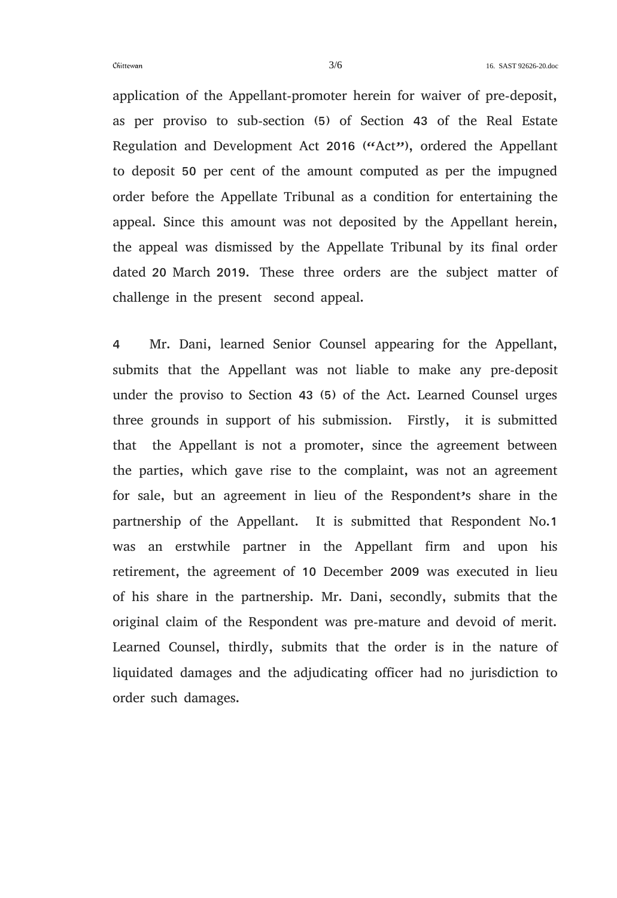application of the Appellant-promoter herein for waiver of pre-deposit, as per proviso to sub-section (5) of Section 43 of the Real Estate Regulation and Development Act 2016 ("Act"), ordered the Appellant to deposit 50 per cent of the amount computed as per the impugned order before the Appellate Tribunal as a condition for entertaining the appeal. Since this amount was not deposited by the Appellant herein, the appeal was dismissed by the Appellate Tribunal by its final order dated 20 March 2019. These three orders are the subject matter of challenge in the present second appeal.

4 Mr. Dani, learned Senior Counsel appearing for the Appellant, submits that the Appellant was not liable to make any pre-deposit under the proviso to Section 43 (5) of the Act. Learned Counsel urges three grounds in support of his submission. Firstly, it is submitted that the Appellant is not a promoter, since the agreement between the parties, which gave rise to the complaint, was not an agreement for sale, but an agreement in lieu of the Respondent's share in the partnership of the Appellant. It is submitted that Respondent No.1 was an erstwhile partner in the Appellant firm and upon his retirement, the agreement of 10 December 2009 was executed in lieu of his share in the partnership. Mr. Dani, secondly, submits that the original claim of the Respondent was pre-mature and devoid of merit. Learned Counsel, thirdly, submits that the order is in the nature of liquidated damages and the adjudicating officer had no jurisdiction to order such damages.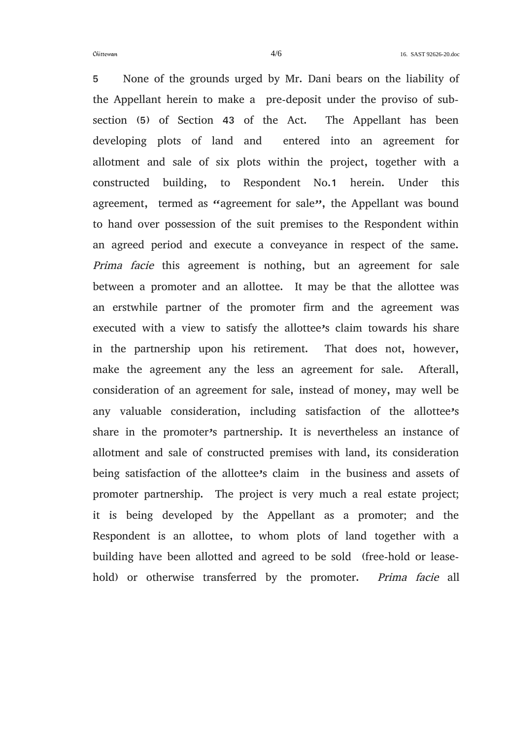5 None of the grounds urged by Mr. Dani bears on the liability of the Appellant herein to make a pre-deposit under the proviso of sub-section (5) of Section 43 of the Act. The Appellant has been developing plots of land and entered into an agreement for allotment and sale of six plots within the project, together with a constructed building, to Respondent No.1 herein. Under this agreement, termed as "agreement for sale", the Appellant was bound to hand over possession of the suit premises to the Respondent within an agreed period and execute a conveyance in respect of the same. *Prima facie* this agreement is nothing, but an agreement for sale between a promoter and an allottee. It may be that the allottee was an erstwhile partner of the promoter firm and the agreement was executed with a view to satisfy the allottee's claim towards his share in the partnership upon his retirement. That does not, however, make the agreement any the less an agreement for sale. Afterall, consideration of an agreement for sale, instead of money, may well be any valuable consideration, including satisfaction of the allottee's share in the promoter's partnership. It is nevertheless an instance of allotment and sale of constructed premises with land, its consideration being satisfaction of the allottee's claim in the business and assets of promoter partnership. The project is very much a real estate project; it is being developed by the Appellant as a promoter; and the Respondent is an allottee, to whom plots of land together with a building have been allotted and agreed to be sold (free-hold or lease-hold) or otherwise transferred by the promoter. *Prima facie* all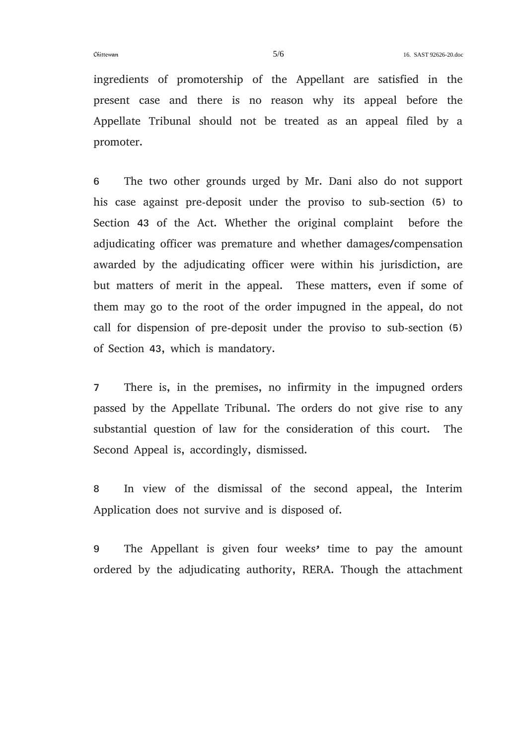ingredients of promotership of the Appellant are satisfied in the present case and there is no reason why its appeal before the Appellate Tribunal should not be treated as an appeal filed by a promoter.

6 The two other grounds urged by Mr. Dani also do not support his case against pre-deposit under the proviso to sub-section (5) to Section 43 of the Act. Whether the original complaint before the adjudicating officer was premature and whether damages/compensation awarded by the adjudicating officer were within his jurisdiction, are but matters of merit in the appeal. These matters, even if some of them may go to the root of the order impugned in the appeal, do not call for dispension of pre-deposit under the proviso to sub-section (5) of Section 43, which is mandatory.

7 There is, in the premises, no infirmity in the impugned orders passed by the Appellate Tribunal. The orders do not give rise to any substantial question of law for the consideration of this court. The Second Appeal is, accordingly, dismissed.

8 In view of the dismissal of the second appeal, the Interim Application does not survive and is disposed of.

9 The Appellant is given four weeks' time to pay the amount ordered by the adjudicating authority, RERA. Though the attachment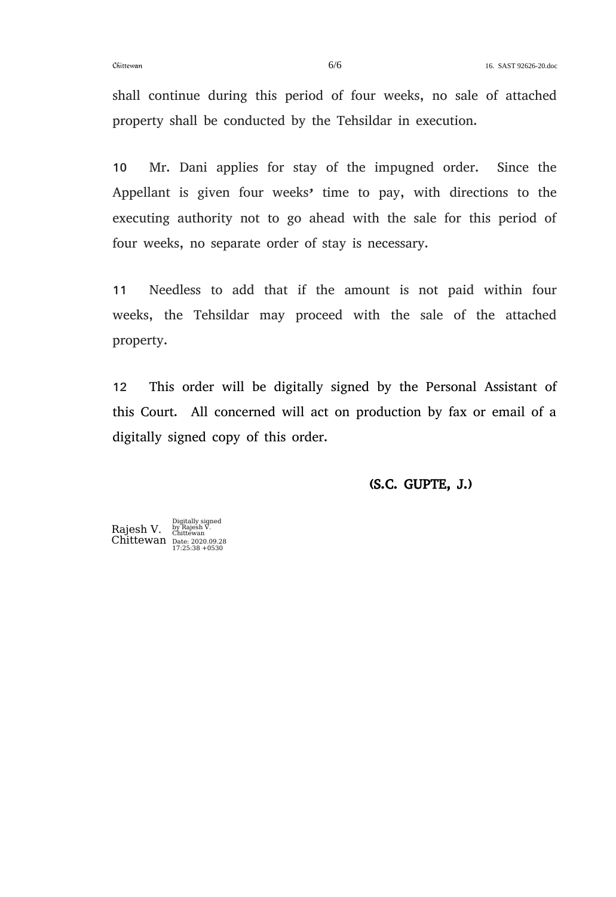shall continue during this period of four weeks, no sale of attached property shall be conducted by the Tehsildar in execution.

10 Mr. Dani applies for stay of the impugned order. Since the Appellant is given four weeks' time to pay, with directions to the executing authority not to go ahead with the sale for this period of four weeks, no separate order of stay is necessary.

11 Needless to add that if the amount is not paid within four weeks, the Tehsildar may proceed with the sale of the attached property.

12 This order will be digitally signed by the Personal Assistant of this Court. All concerned will act on production by fax or email of a digitally signed copy of this order.

**(S.C. GUPTE, J.)**

Rajesh V. Chittewan Digitally signed by Rajesh V. Chittewan Date: 2020.09.28 17:25:38 +0530